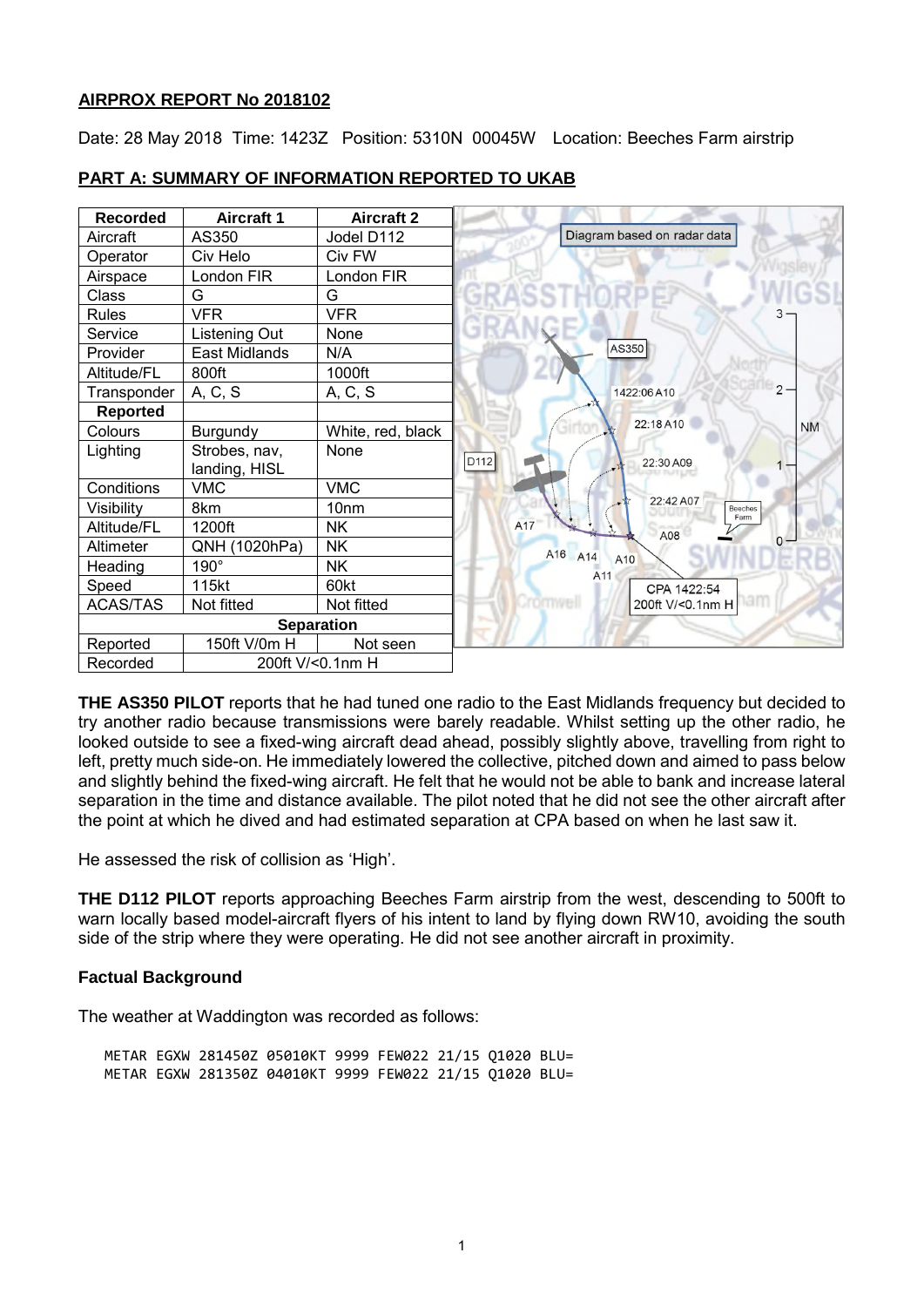**AIRPROX REPORT No 2018102**

Date: 28 May 2018 Time: 1423Z Position: 5310N 00045W Location: Beeches Farm airstrip

**PART A: SUMMARY OF INFORMATION REPORTED TO UKAB**

| Recorded | Aircraft 1 | Aircraft 2 |
|---|---|---|
| Aircraft | AS350 | Jodel D112 |
| Operator | Civ Helo | Civ FW |
| Airspace | London FIR | London FIR |
| Class | G | G |
| Rules | VFR | VFR |
| Service | Listening Out | None |
| Provider | East Midlands | N/A |
| Altitude/FL | 800ft | 1000ft |
| Transponder | A, C, S | A, C, S |
| **Reported** | | |
| Colours | Burgundy | White, red, black |
| Lighting | Strobes, nav, landing, HISL | None |
| Conditions | VMC | VMC |
| Visibility | 8km | 10nm |
| Altitude/FL | 1200ft | NK |
| Altimeter | QNH (1020hPa) | NK |
| Heading | 190° | NK |
| Speed | 115kt | 60kt |
| ACAS/TAS | Not fitted | Not fitted |
| **Separation** | | |
| Reported | 150ft V/0m H | Not seen |
| Recorded | 200ft V/<0.1nm H | |

Diagram based on radar data

**THE AS350 PILOT** reports that he had tuned one radio to the East Midlands frequency but decided to try another radio because transmissions were barely readable. Whilst setting up the other radio, he looked outside to see a fixed-wing aircraft dead ahead, possibly slightly above, travelling from right to left, pretty much side-on. He immediately lowered the collective, pitched down and aimed to pass below and slightly behind the fixed-wing aircraft. He felt that he would not be able to bank and increase lateral separation in the time and distance available. The pilot noted that he did not see the other aircraft after the point at which he dived and had estimated separation at CPA based on when he last saw it.

He assessed the risk of collision as 'High'.

**THE D112 PILOT** reports approaching Beeches Farm airstrip from the west, descending to 500ft to warn locally based model-aircraft flyers of his intent to land by flying down RW10, avoiding the south side of the strip where they were operating. He did not see another aircraft in proximity.

**Factual Background**

The weather at Waddington was recorded as follows:

```
METAR EGXW 281450Z 05010KT 9999 FEW022 21/15 Q1020 BLU=
METAR EGXW 281350Z 04010KT 9999 FEW022 21/15 Q1020 BLU=
```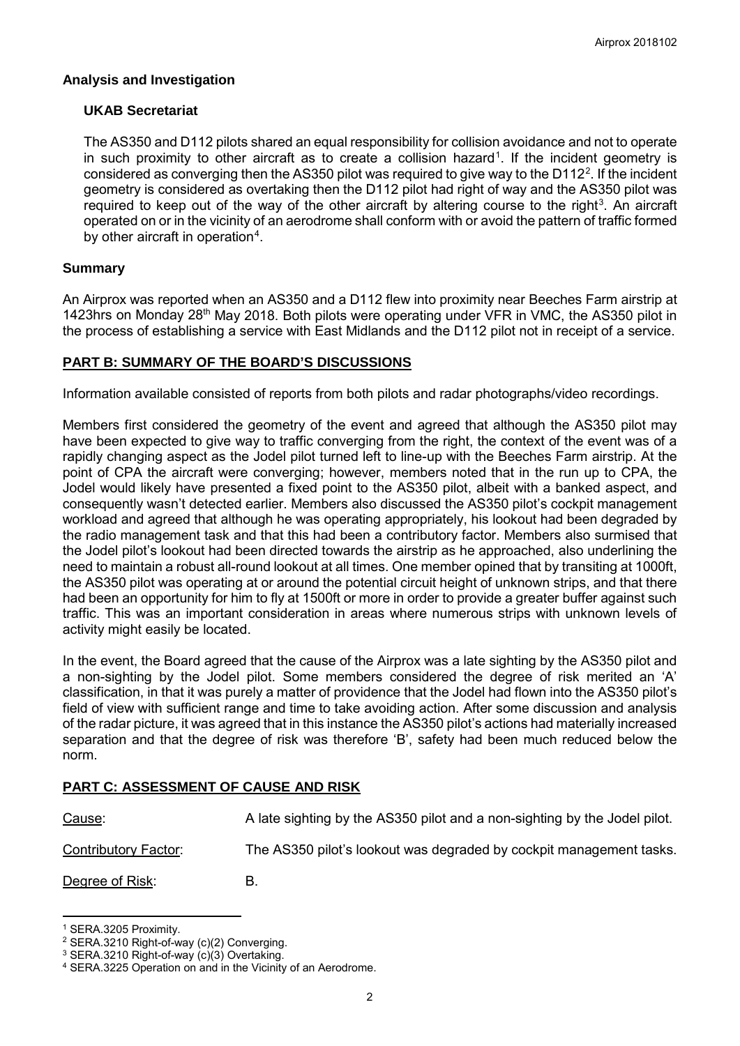### Analysis and Investigation

#### UKAB Secretariat

The AS350 and D112 pilots shared an equal responsibility for collision avoidance and not to operate in such proximity to other aircraft as to create a collision hazard[1]. If the incident geometry is considered as converging then the AS350 pilot was required to give way to the D112[2]. If the incident geometry is considered as overtaking then the D112 pilot had right of way and the AS350 pilot was required to keep out of the way of the other aircraft by altering course to the right[3]. An aircraft operated on or in the vicinity of an aerodrome shall conform with or avoid the pattern of traffic formed by other aircraft in operation[4].

### Summary

An Airprox was reported when an AS350 and a D112 flew into proximity near Beeches Farm airstrip at 1423hrs on Monday 28th May 2018. Both pilots were operating under VFR in VMC, the AS350 pilot in the process of establishing a service with East Midlands and the D112 pilot not in receipt of a service.

## PART B: SUMMARY OF THE BOARD'S DISCUSSIONS

Information available consisted of reports from both pilots and radar photographs/video recordings.

Members first considered the geometry of the event and agreed that although the AS350 pilot may have been expected to give way to traffic converging from the right, the context of the event was of a rapidly changing aspect as the Jodel pilot turned left to line-up with the Beeches Farm airstrip. At the point of CPA the aircraft were converging; however, members noted that in the run up to CPA, the Jodel would likely have presented a fixed point to the AS350 pilot, albeit with a banked aspect, and consequently wasn't detected earlier. Members also discussed the AS350 pilot's cockpit management workload and agreed that although he was operating appropriately, his lookout had been degraded by the radio management task and that this had been a contributory factor. Members also surmised that the Jodel pilot's lookout had been directed towards the airstrip as he approached, also underlining the need to maintain a robust all-round lookout at all times. One member opined that by transiting at 1000ft, the AS350 pilot was operating at or around the potential circuit height of unknown strips, and that there had been an opportunity for him to fly at 1500ft or more in order to provide a greater buffer against such traffic. This was an important consideration in areas where numerous strips with unknown levels of activity might easily be located.

In the event, the Board agreed that the cause of the Airprox was a late sighting by the AS350 pilot and a non-sighting by the Jodel pilot. Some members considered the degree of risk merited an 'A' classification, in that it was purely a matter of providence that the Jodel had flown into the AS350 pilot's field of view with sufficient range and time to take avoiding action. After some discussion and analysis of the radar picture, it was agreed that in this instance the AS350 pilot's actions had materially increased separation and that the degree of risk was therefore 'B', safety had been much reduced below the norm.

## PART C: ASSESSMENT OF CAUSE AND RISK

Cause: A late sighting by the AS350 pilot and a non-sighting by the Jodel pilot.

Contributory Factor: The AS350 pilot's lookout was degraded by cockpit management tasks.

Degree of Risk: B.

---

[1] SERA.3205 Proximity.

[2] SERA.3210 Right-of-way (c)(2) Converging.

[3] SERA.3210 Right-of-way (c)(3) Overtaking.

[4] SERA.3225 Operation on and in the Vicinity of an Aerodrome.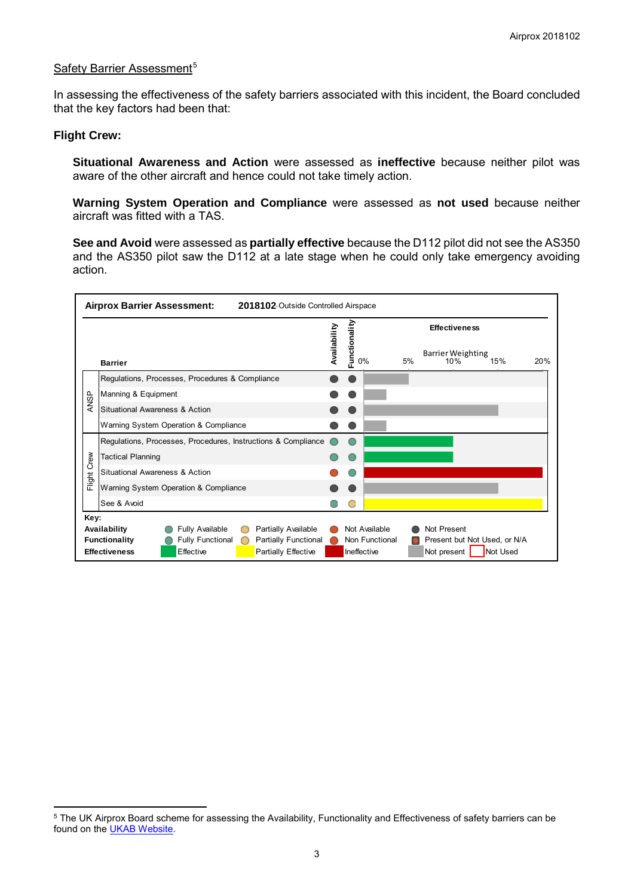Safety Barrier Assessment[5]

In assessing the effectiveness of the safety barriers associated with this incident, the Board concluded that the key factors had been that:

**Flight Crew:**

**Situational Awareness and Action** were assessed as **ineffective** because neither pilot was aware of the other aircraft and hence could not take timely action.

**Warning System Operation and Compliance** were assessed as **not used** because neither aircraft was fitted with a TAS.

**See and Avoid** were assessed as **partially effective** because the D112 pilot did not see the AS350 and the AS350 pilot saw the D112 at a late stage when he could only take emergency avoiding action.

**Airprox Barrier Assessment:** **2018102** Outside Controlled Airspace

Availability
Functionality
Effectiveness
Barrier Weighting
0% 5% 10% 15% 20%

Barrier

ANSP
Regulations, Processes, Procedures & Compliance
Manning & Equipment
Situational Awareness & Action
Warning System Operation & Compliance

Flight Crew
Regulations, Processes, Procedures, Instructions & Compliance
Tactical Planning
Situational Awareness & Action
Warning System Operation & Compliance
See & Avoid

Key:
Availability: Fully Available, Partially Available, Not Available, Not Present
Functionality: Fully Functional, Partially Functional, Non Functional, Present but Not Used, or N/A
Effectiveness: Effective, Partially Effective, Ineffective, Not present, Not Used

[5] The UK Airprox Board scheme for assessing the Availability, Functionality and Effectiveness of safety barriers can be found on the UKAB Website.